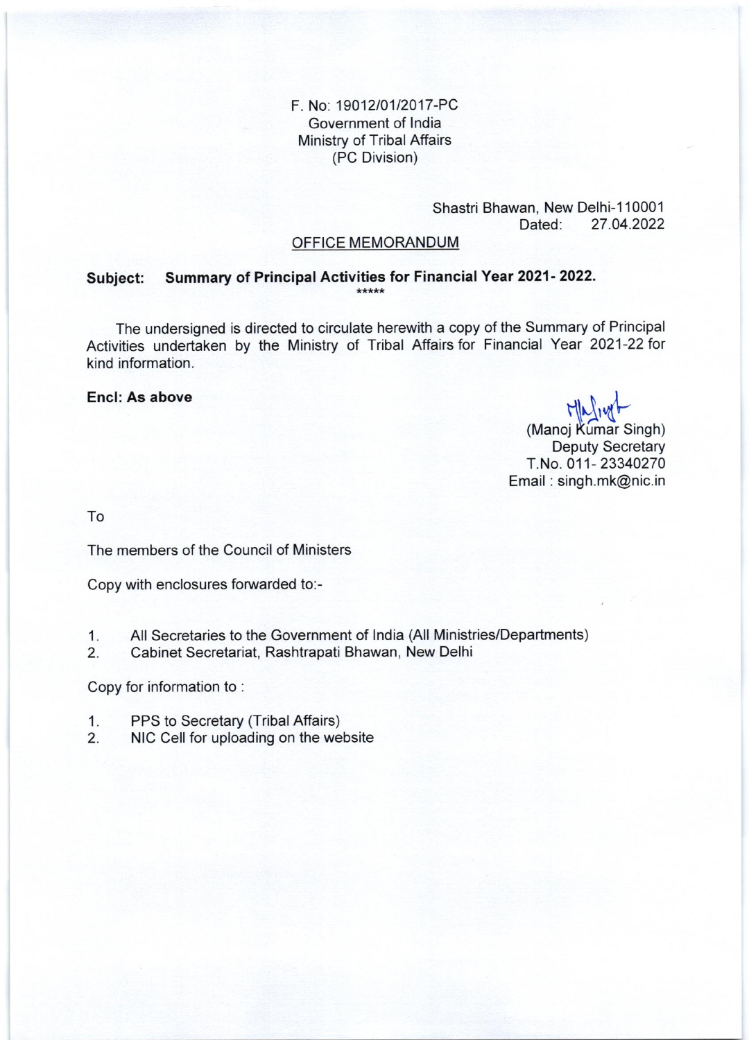F. No: 19012/01/2017-PC
Government of India
Ministry of Tribal Affairs
(PC Division)

Shastri Bhawan, New Delhi-110001
Dated: 27.04.2022

OFFICE MEMORANDUM

**Subject: Summary of Principal Activities for Financial Year 2021- 2022.**

*****

The undersigned is directed to circulate herewith a copy of the Summary of Principal Activities undertaken by the Ministry of Tribal Affairs for Financial Year 2021-22 for kind information.

**Encl: As above**

(Manoj Kumar Singh)
Deputy Secretary
T.No. 011- 23340270
Email : singh.mk@nic.in

To

The members of the Council of Ministers

Copy with enclosures forwarded to:-

1. All Secretaries to the Government of India (All Ministries/Departments)
2. Cabinet Secretariat, Rashtrapati Bhawan, New Delhi

Copy for information to :

1. PPS to Secretary (Tribal Affairs)
2. NIC Cell for uploading on the website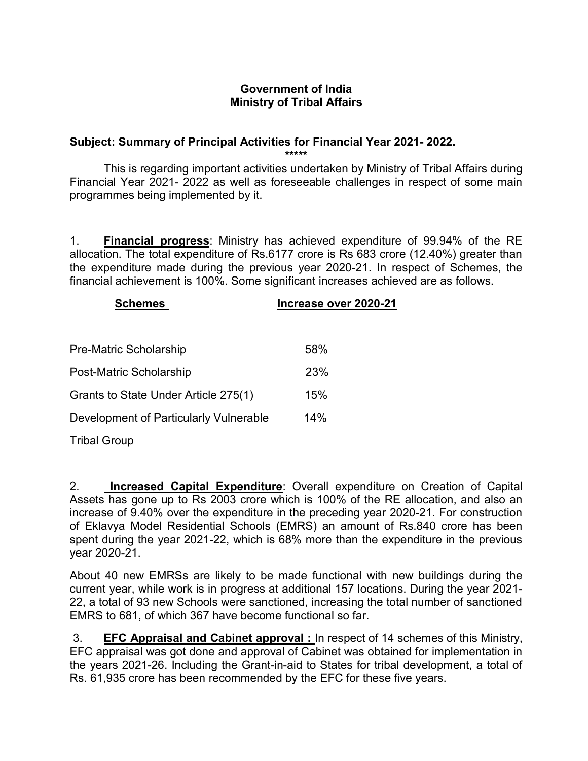**Government of India**
**Ministry of Tribal Affairs**

**Subject: Summary of Principal Activities for Financial Year 2021- 2022.**

*****

This is regarding important activities undertaken by Ministry of Tribal Affairs during Financial Year 2021- 2022 as well as foreseeable challenges in respect of some main programmes being implemented by it.

1. **Financial progress**: Ministry has achieved expenditure of 99.94% of the RE allocation. The total expenditure of Rs.6177 crore is Rs 683 crore (12.40%) greater than the expenditure made during the previous year 2020-21. In respect of Schemes, the financial achievement is 100%. Some significant increases achieved are as follows.

| Schemes | Increase over 2020-21 |
|---|---|
| Pre-Matric Scholarship | 58% |
| Post-Matric Scholarship | 23% |
| Grants to State Under Article 275(1) | 15% |
| Development of Particularly Vulnerable Tribal Group | 14% |

2. **Increased Capital Expenditure**: Overall expenditure on Creation of Capital Assets has gone up to Rs 2003 crore which is 100% of the RE allocation, and also an increase of 9.40% over the expenditure in the preceding year 2020-21. For construction of Eklavya Model Residential Schools (EMRS) an amount of Rs.840 crore has been spent during the year 2021-22, which is 68% more than the expenditure in the previous year 2020-21.

About 40 new EMRSs are likely to be made functional with new buildings during the current year, while work is in progress at additional 157 locations. During the year 2021-22, a total of 93 new Schools were sanctioned, increasing the total number of sanctioned EMRS to 681, of which 367 have become functional so far.

3. **EFC Appraisal and Cabinet approval :** In respect of 14 schemes of this Ministry, EFC appraisal was got done and approval of Cabinet was obtained for implementation in the years 2021-26. Including the Grant-in-aid to States for tribal development, a total of Rs. 61,935 crore has been recommended by the EFC for these five years.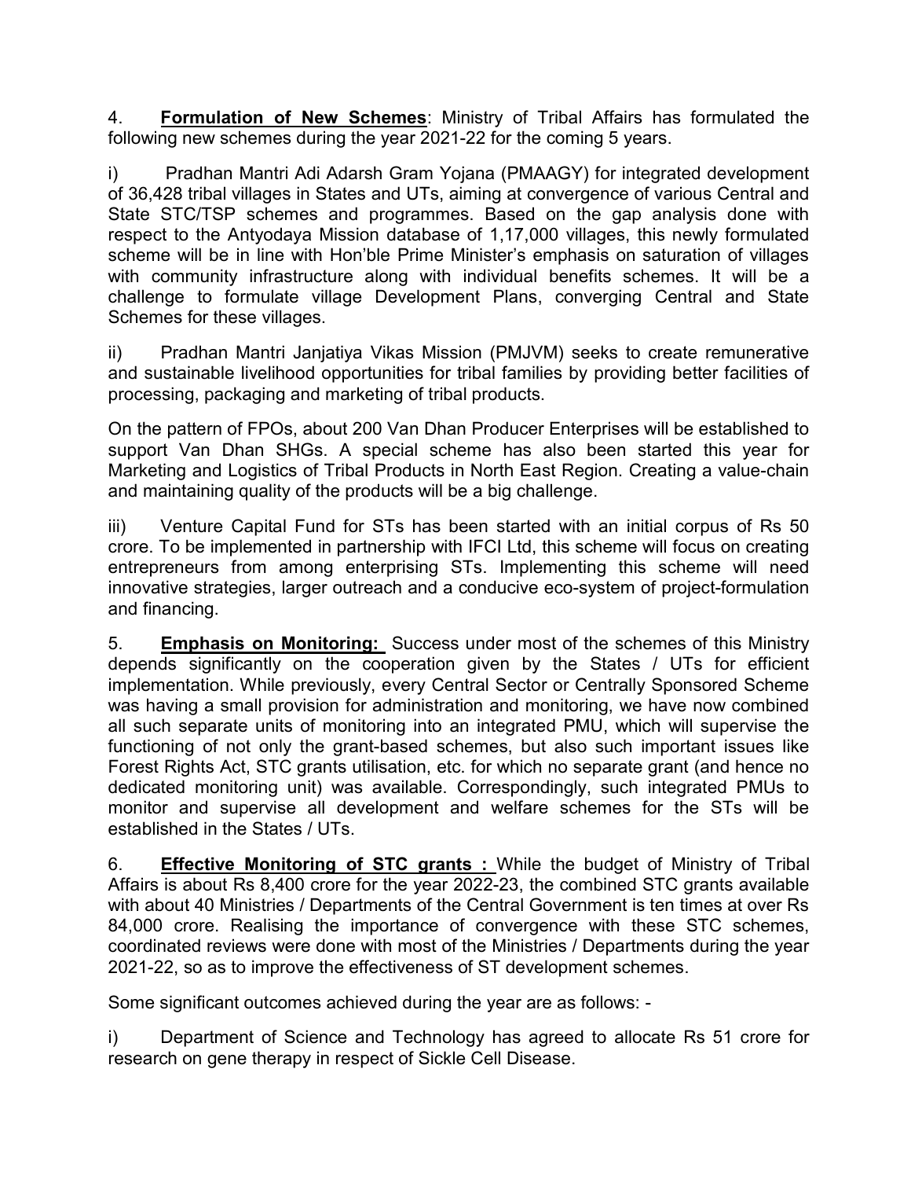4. **Formulation of New Schemes**: Ministry of Tribal Affairs has formulated the following new schemes during the year 2021-22 for the coming 5 years.

i) Pradhan Mantri Adi Adarsh Gram Yojana (PMAAGY) for integrated development of 36,428 tribal villages in States and UTs, aiming at convergence of various Central and State STC/TSP schemes and programmes. Based on the gap analysis done with respect to the Antyodaya Mission database of 1,17,000 villages, this newly formulated scheme will be in line with Hon'ble Prime Minister's emphasis on saturation of villages with community infrastructure along with individual benefits schemes. It will be a challenge to formulate village Development Plans, converging Central and State Schemes for these villages.

ii) Pradhan Mantri Janjatiya Vikas Mission (PMJVM) seeks to create remunerative and sustainable livelihood opportunities for tribal families by providing better facilities of processing, packaging and marketing of tribal products.

On the pattern of FPOs, about 200 Van Dhan Producer Enterprises will be established to support Van Dhan SHGs. A special scheme has also been started this year for Marketing and Logistics of Tribal Products in North East Region. Creating a value-chain and maintaining quality of the products will be a big challenge.

iii) Venture Capital Fund for STs has been started with an initial corpus of Rs 50 crore. To be implemented in partnership with IFCI Ltd, this scheme will focus on creating entrepreneurs from among enterprising STs. Implementing this scheme will need innovative strategies, larger outreach and a conducive eco-system of project-formulation and financing.

5. **Emphasis on Monitoring:** Success under most of the schemes of this Ministry depends significantly on the cooperation given by the States / UTs for efficient implementation. While previously, every Central Sector or Centrally Sponsored Scheme was having a small provision for administration and monitoring, we have now combined all such separate units of monitoring into an integrated PMU, which will supervise the functioning of not only the grant-based schemes, but also such important issues like Forest Rights Act, STC grants utilisation, etc. for which no separate grant (and hence no dedicated monitoring unit) was available. Correspondingly, such integrated PMUs to monitor and supervise all development and welfare schemes for the STs will be established in the States / UTs.

6. **Effective Monitoring of STC grants :** While the budget of Ministry of Tribal Affairs is about Rs 8,400 crore for the year 2022-23, the combined STC grants available with about 40 Ministries / Departments of the Central Government is ten times at over Rs 84,000 crore. Realising the importance of convergence with these STC schemes, coordinated reviews were done with most of the Ministries / Departments during the year 2021-22, so as to improve the effectiveness of ST development schemes.

Some significant outcomes achieved during the year are as follows: -

i) Department of Science and Technology has agreed to allocate Rs 51 crore for research on gene therapy in respect of Sickle Cell Disease.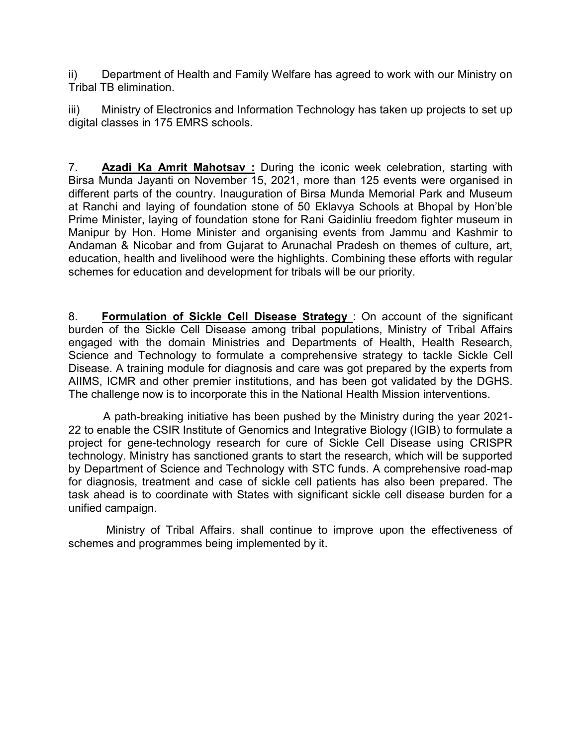ii) Department of Health and Family Welfare has agreed to work with our Ministry on Tribal TB elimination.

iii) Ministry of Electronics and Information Technology has taken up projects to set up digital classes in 175 EMRS schools.

7. **Azadi Ka Amrit Mahotsav :** During the iconic week celebration, starting with Birsa Munda Jayanti on November 15, 2021, more than 125 events were organised in different parts of the country. Inauguration of Birsa Munda Memorial Park and Museum at Ranchi and laying of foundation stone of 50 Eklavya Schools at Bhopal by Hon'ble Prime Minister, laying of foundation stone for Rani Gaidinliu freedom fighter museum in Manipur by Hon. Home Minister and organising events from Jammu and Kashmir to Andaman & Nicobar and from Gujarat to Arunachal Pradesh on themes of culture, art, education, health and livelihood were the highlights. Combining these efforts with regular schemes for education and development for tribals will be our priority.

8. **Formulation of Sickle Cell Disease Strategy** : On account of the significant burden of the Sickle Cell Disease among tribal populations, Ministry of Tribal Affairs engaged with the domain Ministries and Departments of Health, Health Research, Science and Technology to formulate a comprehensive strategy to tackle Sickle Cell Disease. A training module for diagnosis and care was got prepared by the experts from AIIMS, ICMR and other premier institutions, and has been got validated by the DGHS. The challenge now is to incorporate this in the National Health Mission interventions.

A path-breaking initiative has been pushed by the Ministry during the year 2021-22 to enable the CSIR Institute of Genomics and Integrative Biology (IGIB) to formulate a project for gene-technology research for cure of Sickle Cell Disease using CRISPR technology. Ministry has sanctioned grants to start the research, which will be supported by Department of Science and Technology with STC funds. A comprehensive road-map for diagnosis, treatment and case of sickle cell patients has also been prepared. The task ahead is to coordinate with States with significant sickle cell disease burden for a unified campaign.

Ministry of Tribal Affairs. shall continue to improve upon the effectiveness of schemes and programmes being implemented by it.